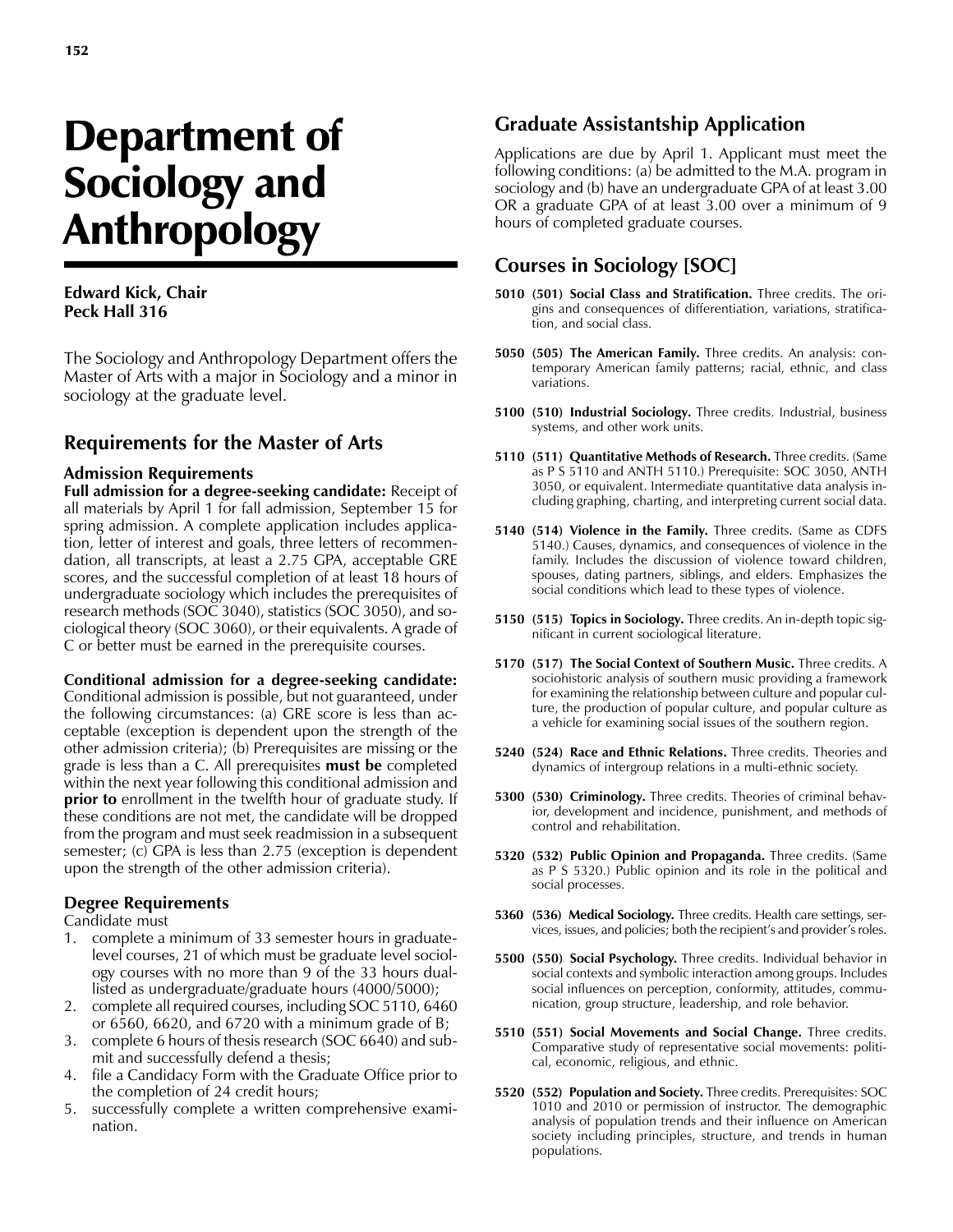# Department of Sociology and Anthropology

**Edward Kick, Chair**
**Peck Hall 316**

The Sociology and Anthropology Department offers the Master of Arts with a major in Sociology and a minor in sociology at the graduate level.

## Requirements for the Master of Arts

### Admission Requirements

**Full admission for a degree-seeking candidate:** Receipt of all materials by April 1 for fall admission, September 15 for spring admission. A complete application includes application, letter of interest and goals, three letters of recommendation, all transcripts, at least a 2.75 GPA, acceptable GRE scores, and the successful completion of at least 18 hours of undergraduate sociology which includes the prerequisites of research methods (SOC 3040), statistics (SOC 3050), and sociological theory (SOC 3060), or their equivalents. A grade of C or better must be earned in the prerequisite courses.

**Conditional admission for a degree-seeking candidate:** Conditional admission is possible, but not guaranteed, under the following circumstances: (a) GRE score is less than acceptable (exception is dependent upon the strength of the other admission criteria); (b) Prerequisites are missing or the grade is less than a C. All prerequisites **must be** completed within the next year following this conditional admission and **prior to** enrollment in the twelfth hour of graduate study. If these conditions are not met, the candidate will be dropped from the program and must seek readmission in a subsequent semester; (c) GPA is less than 2.75 (exception is dependent upon the strength of the other admission criteria).

### Degree Requirements

Candidate must

1. complete a minimum of 33 semester hours in graduate-level courses, 21 of which must be graduate level sociology courses with no more than 9 of the 33 hours dual-listed as undergraduate/graduate hours (4000/5000);
2. complete all required courses, including SOC 5110, 6460 or 6560, 6620, and 6720 with a minimum grade of B;
3. complete 6 hours of thesis research (SOC 6640) and submit and successfully defend a thesis;
4. file a Candidacy Form with the Graduate Office prior to the completion of 24 credit hours;
5. successfully complete a written comprehensive examination.

## Graduate Assistantship Application

Applications are due by April 1. Applicant must meet the following conditions: (a) be admitted to the M.A. program in sociology and (b) have an undergraduate GPA of at least 3.00 OR a graduate GPA of at least 3.00 over a minimum of 9 hours of completed graduate courses.

## Courses in Sociology [SOC]

**5010 (501) Social Class and Stratification.** Three credits. The origins and consequences of differentiation, variations, stratification, and social class.

**5050 (505) The American Family.** Three credits. An analysis: contemporary American family patterns; racial, ethnic, and class variations.

**5100 (510) Industrial Sociology.** Three credits. Industrial, business systems, and other work units.

**5110 (511) Quantitative Methods of Research.** Three credits. (Same as P S 5110 and ANTH 5110.) Prerequisite: SOC 3050, ANTH 3050, or equivalent. Intermediate quantitative data analysis including graphing, charting, and interpreting current social data.

**5140 (514) Violence in the Family.** Three credits. (Same as CDFS 5140.) Causes, dynamics, and consequences of violence in the family. Includes the discussion of violence toward children, spouses, dating partners, siblings, and elders. Emphasizes the social conditions which lead to these types of violence.

**5150 (515) Topics in Sociology.** Three credits. An in-depth topic significant in current sociological literature.

**5170 (517) The Social Context of Southern Music.** Three credits. A sociohistoric analysis of southern music providing a framework for examining the relationship between culture and popular culture, the production of popular culture, and popular culture as a vehicle for examining social issues of the southern region.

**5240 (524) Race and Ethnic Relations.** Three credits. Theories and dynamics of intergroup relations in a multi-ethnic society.

**5300 (530) Criminology.** Three credits. Theories of criminal behavior, development and incidence, punishment, and methods of control and rehabilitation.

**5320 (532) Public Opinion and Propaganda.** Three credits. (Same as P S 5320.) Public opinion and its role in the political and social processes.

**5360 (536) Medical Sociology.** Three credits. Health care settings, services, issues, and policies; both the recipient's and provider's roles.

**5500 (550) Social Psychology.** Three credits. Individual behavior in social contexts and symbolic interaction among groups. Includes social influences on perception, conformity, attitudes, communication, group structure, leadership, and role behavior.

**5510 (551) Social Movements and Social Change.** Three credits. Comparative study of representative social movements: political, economic, religious, and ethnic.

**5520 (552) Population and Society.** Three credits. Prerequisites: SOC 1010 and 2010 or permission of instructor. The demographic analysis of population trends and their influence on American society including principles, structure, and trends in human populations.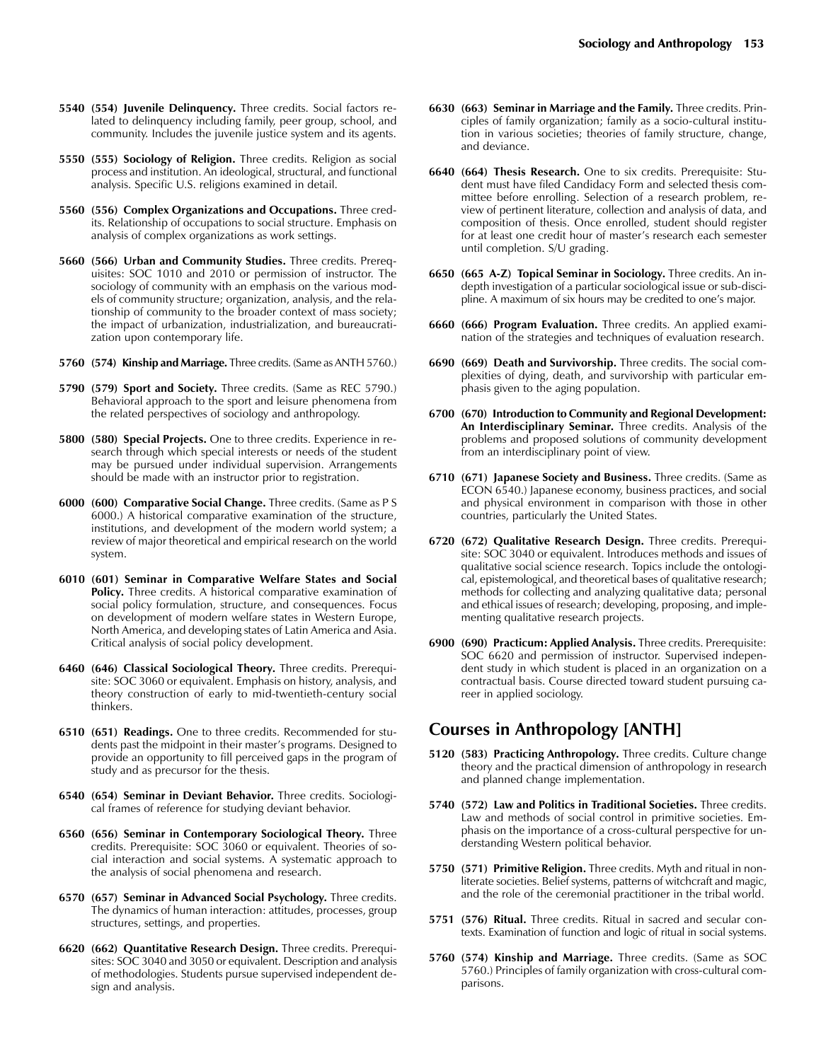**5540 (554) Juvenile Delinquency.** Three credits. Social factors related to delinquency including family, peer group, school, and community. Includes the juvenile justice system and its agents.

**5550 (555) Sociology of Religion.** Three credits. Religion as social process and institution. An ideological, structural, and functional analysis. Specific U.S. religions examined in detail.

**5560 (556) Complex Organizations and Occupations.** Three credits. Relationship of occupations to social structure. Emphasis on analysis of complex organizations as work settings.

**5660 (566) Urban and Community Studies.** Three credits. Prerequisites: SOC 1010 and 2010 or permission of instructor. The sociology of community with an emphasis on the various models of community structure; organization, analysis, and the relationship of community to the broader context of mass society; the impact of urbanization, industrialization, and bureaucratization upon contemporary life.

**5760 (574) Kinship and Marriage.** Three credits. (Same as ANTH 5760.)

**5790 (579) Sport and Society.** Three credits. (Same as REC 5790.) Behavioral approach to the sport and leisure phenomena from the related perspectives of sociology and anthropology.

**5800 (580) Special Projects.** One to three credits. Experience in research through which special interests or needs of the student may be pursued under individual supervision. Arrangements should be made with an instructor prior to registration.

**6000 (600) Comparative Social Change.** Three credits. (Same as P S 6000.) A historical comparative examination of the structure, institutions, and development of the modern world system; a review of major theoretical and empirical research on the world system.

**6010 (601) Seminar in Comparative Welfare States and Social Policy.** Three credits. A historical comparative examination of social policy formulation, structure, and consequences. Focus on development of modern welfare states in Western Europe, North America, and developing states of Latin America and Asia. Critical analysis of social policy development.

**6460 (646) Classical Sociological Theory.** Three credits. Prerequisite: SOC 3060 or equivalent. Emphasis on history, analysis, and theory construction of early to mid-twentieth-century social thinkers.

**6510 (651) Readings.** One to three credits. Recommended for students past the midpoint in their master's programs. Designed to provide an opportunity to fill perceived gaps in the program of study and as precursor for the thesis.

**6540 (654) Seminar in Deviant Behavior.** Three credits. Sociological frames of reference for studying deviant behavior.

**6560 (656) Seminar in Contemporary Sociological Theory.** Three credits. Prerequisite: SOC 3060 or equivalent. Theories of social interaction and social systems. A systematic approach to the analysis of social phenomena and research.

**6570 (657) Seminar in Advanced Social Psychology.** Three credits. The dynamics of human interaction: attitudes, processes, group structures, settings, and properties.

**6620 (662) Quantitative Research Design.** Three credits. Prerequisites: SOC 3040 and 3050 or equivalent. Description and analysis of methodologies. Students pursue supervised independent design and analysis.

**6630 (663) Seminar in Marriage and the Family.** Three credits. Principles of family organization; family as a socio-cultural institution in various societies; theories of family structure, change, and deviance.

**6640 (664) Thesis Research.** One to six credits. Prerequisite: Student must have filed Candidacy Form and selected thesis committee before enrolling. Selection of a research problem, review of pertinent literature, collection and analysis of data, and composition of thesis. Once enrolled, student should register for at least one credit hour of master's research each semester until completion. S/U grading.

**6650 (665 A-Z) Topical Seminar in Sociology.** Three credits. An in-depth investigation of a particular sociological issue or sub-discipline. A maximum of six hours may be credited to one's major.

**6660 (666) Program Evaluation.** Three credits. An applied examination of the strategies and techniques of evaluation research.

**6690 (669) Death and Survivorship.** Three credits. The social complexities of dying, death, and survivorship with particular emphasis given to the aging population.

**6700 (670) Introduction to Community and Regional Development: An Interdisciplinary Seminar.** Three credits. Analysis of the problems and proposed solutions of community development from an interdisciplinary point of view.

**6710 (671) Japanese Society and Business.** Three credits. (Same as ECON 6540.) Japanese economy, business practices, and social and physical environment in comparison with those in other countries, particularly the United States.

**6720 (672) Qualitative Research Design.** Three credits. Prerequisite: SOC 3040 or equivalent. Introduces methods and issues of qualitative social science research. Topics include the ontological, epistemological, and theoretical bases of qualitative research; methods for collecting and analyzing qualitative data; personal and ethical issues of research; developing, proposing, and implementing qualitative research projects.

**6900 (690) Practicum: Applied Analysis.** Three credits. Prerequisite: SOC 6620 and permission of instructor. Supervised independent study in which student is placed in an organization on a contractual basis. Course directed toward student pursuing career in applied sociology.

## Courses in Anthropology [ANTH]

**5120 (583) Practicing Anthropology.** Three credits. Culture change theory and the practical dimension of anthropology in research and planned change implementation.

**5740 (572) Law and Politics in Traditional Societies.** Three credits. Law and methods of social control in primitive societies. Emphasis on the importance of a cross-cultural perspective for understanding Western political behavior.

**5750 (571) Primitive Religion.** Three credits. Myth and ritual in nonliterate societies. Belief systems, patterns of witchcraft and magic, and the role of the ceremonial practitioner in the tribal world.

**5751 (576) Ritual.** Three credits. Ritual in sacred and secular contexts. Examination of function and logic of ritual in social systems.

**5760 (574) Kinship and Marriage.** Three credits. (Same as SOC 5760.) Principles of family organization with cross-cultural comparisons.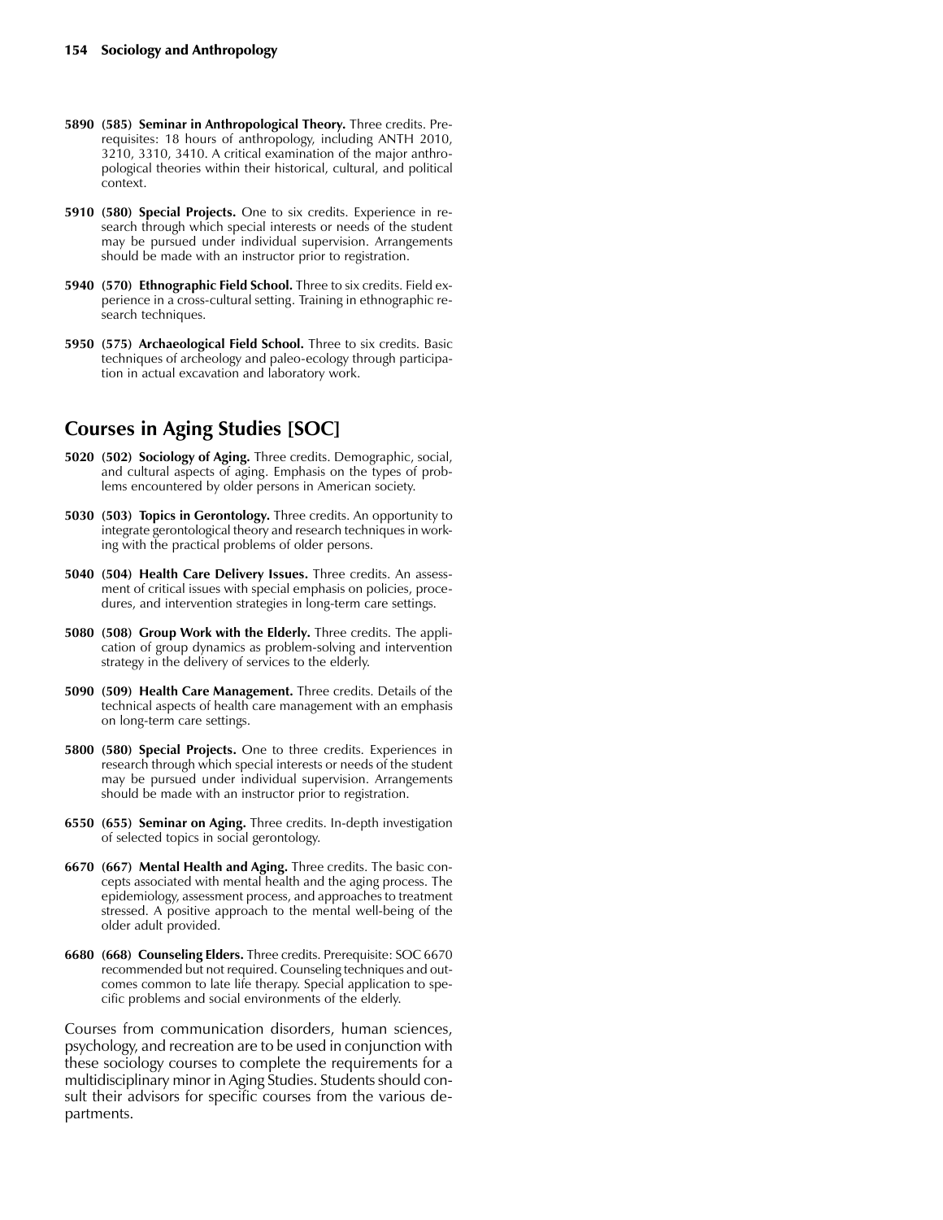**5890 (585) Seminar in Anthropological Theory.** Three credits. Prerequisites: 18 hours of anthropology, including ANTH 2010, 3210, 3310, 3410. A critical examination of the major anthropological theories within their historical, cultural, and political context.

**5910 (580) Special Projects.** One to six credits. Experience in research through which special interests or needs of the student may be pursued under individual supervision. Arrangements should be made with an instructor prior to registration.

**5940 (570) Ethnographic Field School.** Three to six credits. Field experience in a cross-cultural setting. Training in ethnographic research techniques.

**5950 (575) Archaeological Field School.** Three to six credits. Basic techniques of archeology and paleo-ecology through participation in actual excavation and laboratory work.

## Courses in Aging Studies [SOC]

**5020 (502) Sociology of Aging.** Three credits. Demographic, social, and cultural aspects of aging. Emphasis on the types of problems encountered by older persons in American society.

**5030 (503) Topics in Gerontology.** Three credits. An opportunity to integrate gerontological theory and research techniques in working with the practical problems of older persons.

**5040 (504) Health Care Delivery Issues.** Three credits. An assessment of critical issues with special emphasis on policies, procedures, and intervention strategies in long-term care settings.

**5080 (508) Group Work with the Elderly.** Three credits. The application of group dynamics as problem-solving and intervention strategy in the delivery of services to the elderly.

**5090 (509) Health Care Management.** Three credits. Details of the technical aspects of health care management with an emphasis on long-term care settings.

**5800 (580) Special Projects.** One to three credits. Experiences in research through which special interests or needs of the student may be pursued under individual supervision. Arrangements should be made with an instructor prior to registration.

**6550 (655) Seminar on Aging.** Three credits. In-depth investigation of selected topics in social gerontology.

**6670 (667) Mental Health and Aging.** Three credits. The basic concepts associated with mental health and the aging process. The epidemiology, assessment process, and approaches to treatment stressed. A positive approach to the mental well-being of the older adult provided.

**6680 (668) Counseling Elders.** Three credits. Prerequisite: SOC 6670 recommended but not required. Counseling techniques and outcomes common to late life therapy. Special application to specific problems and social environments of the elderly.

Courses from communication disorders, human sciences, psychology, and recreation are to be used in conjunction with these sociology courses to complete the requirements for a multidisciplinary minor in Aging Studies. Students should consult their advisors for specific courses from the various departments.